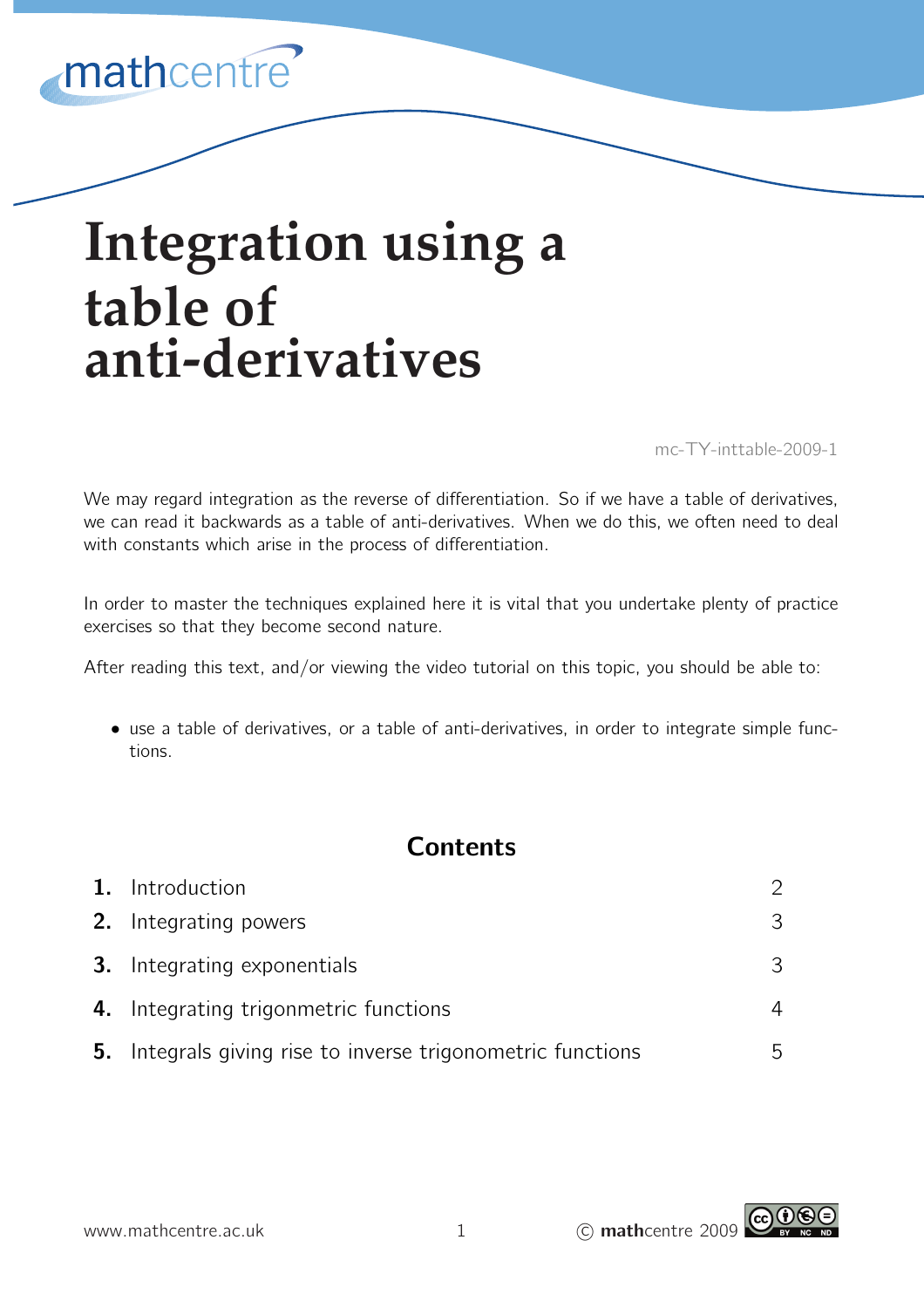# Integration using a table of anti-derivatives

mc-TY-inttable-2009-1

We may regard integration as the reverse of differentiation. So if we have a table of derivatives, we can read it backwards as a table of anti-derivatives. When we do this, we often need to deal with constants which arise in the process of differentiation.

In order to master the techniques explained here it is vital that you undertake plenty of practice exercises so that they become second nature.

After reading this text, and/or viewing the video tutorial on this topic, you should be able to:

- use a table of derivatives, or a table of anti-derivatives, in order to integrate simple functions.

## Contents

| | | |
|---|---|---|
| **1.** | Introduction | 2 |
| **2.** | Integrating powers | 3 |
| **3.** | Integrating exponentials | 3 |
| **4.** | Integrating trigonometric functions | 4 |
| **5.** | Integrals giving rise to inverse trigonometric functions | 5 |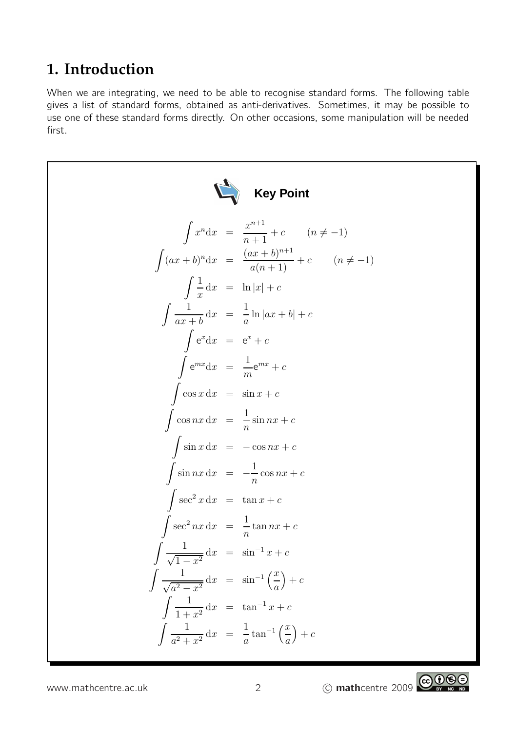## 1. Introduction

When we are integrating, we need to be able to recognise standard forms. The following table gives a list of standard forms, obtained as anti-derivatives. Sometimes, it may be possible to use one of these standard forms directly. On other occasions, some manipulation will be needed first.

**Key Point**

$$\int x^n \mathrm{d}x = \frac{x^{n+1}}{n+1} + c \qquad (n \neq -1)$$

$$\int (ax+b)^n \mathrm{d}x = \frac{(ax+b)^{n+1}}{a(n+1)} + c \qquad (n \neq -1)$$

$$\int \frac{1}{x}\,\mathrm{d}x = \ln|x| + c$$

$$\int \frac{1}{ax+b}\,\mathrm{d}x = \frac{1}{a}\ln|ax+b| + c$$

$$\int \mathrm{e}^x \mathrm{d}x = \mathrm{e}^x + c$$

$$\int \mathrm{e}^{mx} \mathrm{d}x = \frac{1}{m}\mathrm{e}^{mx} + c$$

$$\int \cos x\,\mathrm{d}x = \sin x + c$$

$$\int \cos nx\,\mathrm{d}x = \frac{1}{n}\sin nx + c$$

$$\int \sin x\,\mathrm{d}x = -\cos nx + c$$

$$\int \sin nx\,\mathrm{d}x = -\frac{1}{n}\cos nx + c$$

$$\int \sec^2 x\,\mathrm{d}x = \tan x + c$$

$$\int \sec^2 nx\,\mathrm{d}x = \frac{1}{n}\tan nx + c$$

$$\int \frac{1}{\sqrt{1-x^2}}\,\mathrm{d}x = \sin^{-1} x + c$$

$$\int \frac{1}{\sqrt{a^2-x^2}}\,\mathrm{d}x = \sin^{-1}\left(\frac{x}{a}\right) + c$$

$$\int \frac{1}{1+x^2}\,\mathrm{d}x = \tan^{-1} x + c$$

$$\int \frac{1}{a^2+x^2}\,\mathrm{d}x = \frac{1}{a}\tan^{-1}\left(\frac{x}{a}\right) + c$$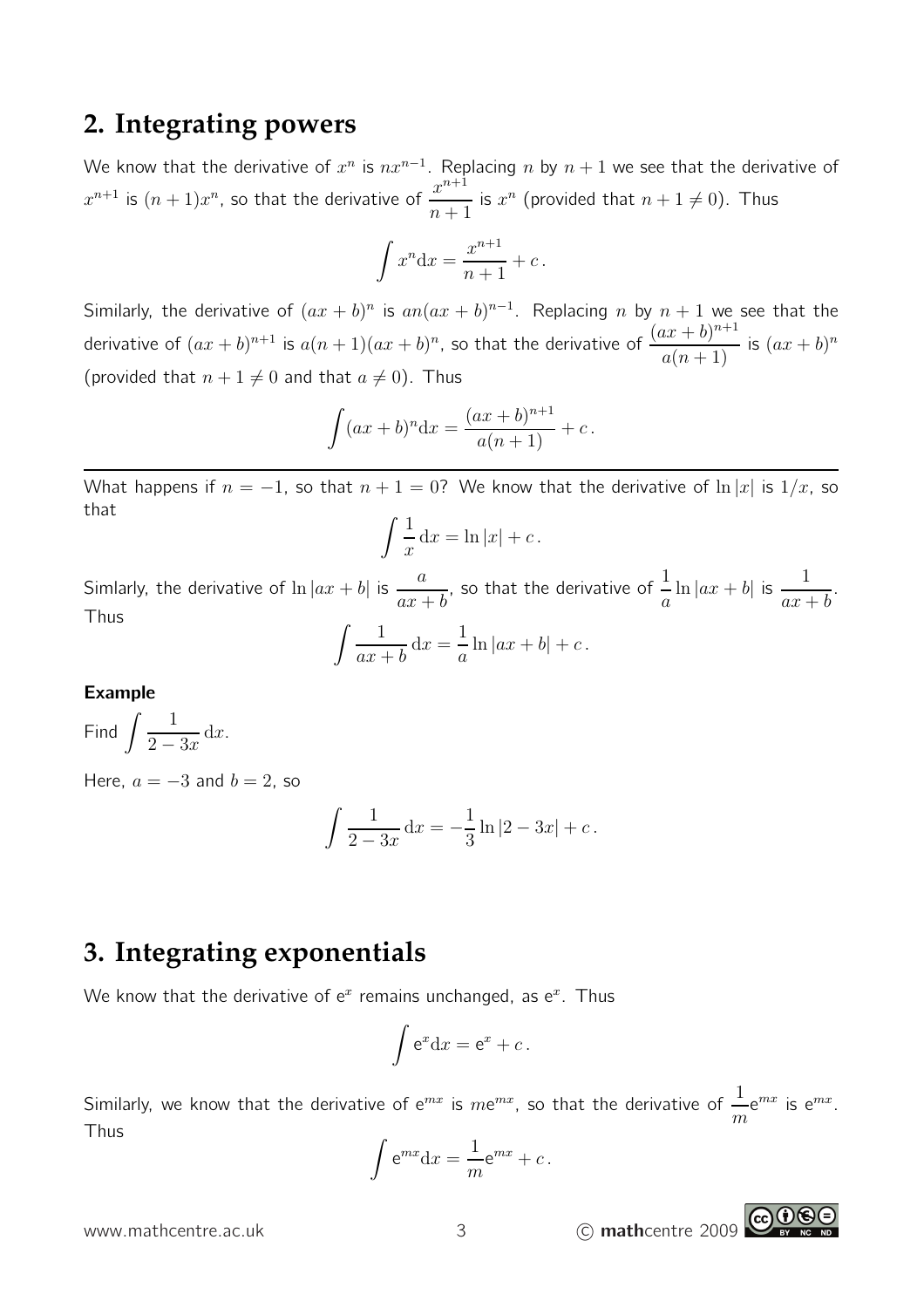## 2. Integrating powers

We know that the derivative of $x^n$ is $nx^{n-1}$. Replacing $n$ by $n+1$ we see that the derivative of $x^{n+1}$ is $(n+1)x^n$, so that the derivative of $\dfrac{x^{n+1}}{n+1}$ is $x^n$ (provided that $n+1 \neq 0$). Thus

$$\int x^n \mathrm{d}x = \frac{x^{n+1}}{n+1} + c\,.$$

Similarly, the derivative of $(ax+b)^n$ is $an(ax+b)^{n-1}$. Replacing $n$ by $n+1$ we see that the derivative of $(ax+b)^{n+1}$ is $a(n+1)(ax+b)^n$, so that the derivative of $\dfrac{(ax+b)^{n+1}}{a(n+1)}$ is $(ax+b)^n$ (provided that $n+1 \neq 0$ and that $a \neq 0$). Thus

$$\int (ax+b)^n \mathrm{d}x = \frac{(ax+b)^{n+1}}{a(n+1)} + c\,.$$

---

What happens if $n = -1$, so that $n+1 = 0$? We know that the derivative of $\ln|x|$ is $1/x$, so that

$$\int \frac{1}{x}\,\mathrm{d}x = \ln|x| + c\,.$$

Simlarly, the derivative of $\ln|ax+b|$ is $\dfrac{a}{ax+b}$, so that the derivative of $\dfrac{1}{a}\ln|ax+b|$ is $\dfrac{1}{ax+b}$. Thus

$$\int \frac{1}{ax+b}\,\mathrm{d}x = \frac{1}{a}\ln|ax+b| + c\,.$$

**Example**

Find $\displaystyle\int \frac{1}{2-3x}\,\mathrm{d}x$.

Here, $a = -3$ and $b = 2$, so

$$\int \frac{1}{2-3x}\,\mathrm{d}x = -\frac{1}{3}\ln|2-3x| + c\,.$$

## 3. Integrating exponentials

We know that the derivative of $\mathrm{e}^x$ remains unchanged, as $\mathrm{e}^x$. Thus

$$\int \mathrm{e}^x \mathrm{d}x = \mathrm{e}^x + c\,.$$

Similarly, we know that the derivative of $\mathrm{e}^{mx}$ is $m\mathrm{e}^{mx}$, so that the derivative of $\dfrac{1}{m}\mathrm{e}^{mx}$ is $\mathrm{e}^{mx}$. Thus

$$\int \mathrm{e}^{mx} \mathrm{d}x = \frac{1}{m}\mathrm{e}^{mx} + c\,.$$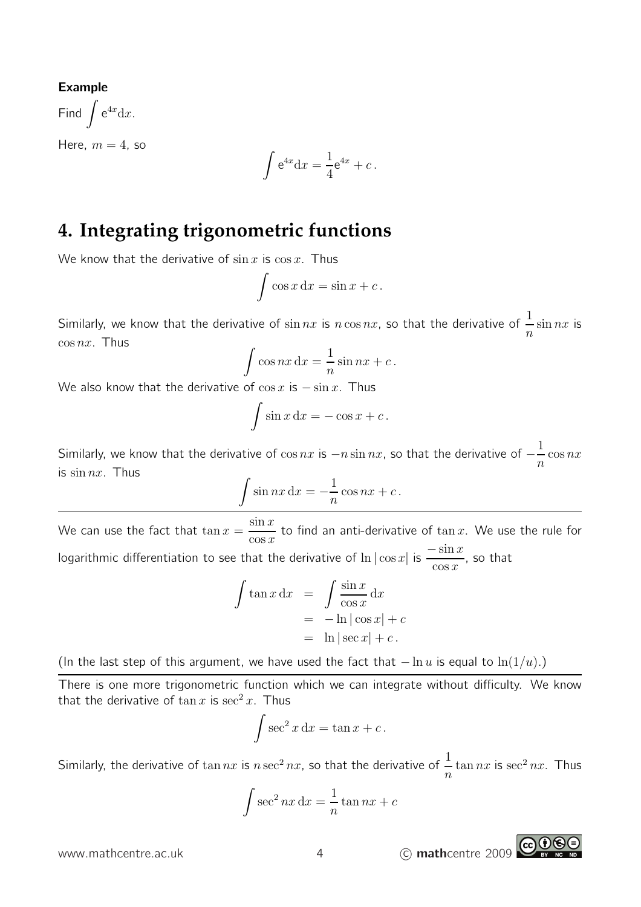**Example**

Find $\int \mathrm{e}^{4x} \mathrm{d}x$.

Here, $m = 4$, so

$$\int \mathrm{e}^{4x} \mathrm{d}x = \frac{1}{4}\mathrm{e}^{4x} + c\,.$$

## 4. Integrating trigonometric functions

We know that the derivative of $\sin x$ is $\cos x$. Thus

$$\int \cos x \, \mathrm{d}x = \sin x + c\,.$$

Similarly, we know that the derivative of $\sin nx$ is $n \cos nx$, so that the derivative of $\frac{1}{n}\sin nx$ is $\cos nx$. Thus

$$\int \cos nx \, \mathrm{d}x = \frac{1}{n}\sin nx + c\,.$$

We also know that the derivative of $\cos x$ is $-\sin x$. Thus

$$\int \sin x \, \mathrm{d}x = -\cos x + c\,.$$

Similarly, we know that the derivative of $\cos nx$ is $-n \sin nx$, so that the derivative of $-\frac{1}{n}\cos nx$ is $\sin nx$. Thus

$$\int \sin nx \, \mathrm{d}x = -\frac{1}{n}\cos nx + c\,.$$

---

We can use the fact that $\tan x = \dfrac{\sin x}{\cos x}$ to find an anti-derivative of $\tan x$. We use the rule for logarithmic differentiation to see that the derivative of $\ln|\cos x|$ is $\dfrac{-\sin x}{\cos x}$, so that

$$\begin{aligned}
\int \tan x \, \mathrm{d}x &= \int \frac{\sin x}{\cos x} \, \mathrm{d}x \\
&= -\ln|\cos x| + c \\
&= \ln|\sec x| + c\,.
\end{aligned}$$

(In the last step of this argument, we have used the fact that $-\ln u$ is equal to $\ln(1/u)$.)

---

There is one more trigonometric function which we can integrate without difficulty. We know that the derivative of $\tan x$ is $\sec^2 x$. Thus

$$\int \sec^2 x \, \mathrm{d}x = \tan x + c\,.$$

Similarly, the derivative of $\tan nx$ is $n \sec^2 nx$, so that the derivative of $\frac{1}{n}\tan nx$ is $\sec^2 nx$. Thus

$$\int \sec^2 nx \, \mathrm{d}x = \frac{1}{n}\tan nx + c$$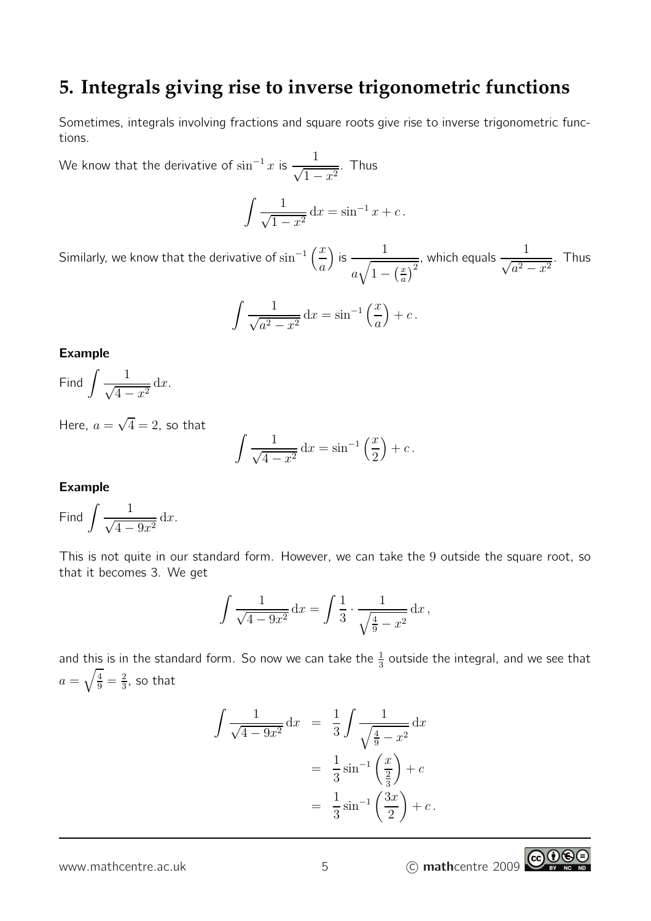## 5. Integrals giving rise to inverse trigonometric functions

Sometimes, integrals involving fractions and square roots give rise to inverse trigonometric functions.

We know that the derivative of $\sin^{-1} x$ is $\dfrac{1}{\sqrt{1-x^2}}$. Thus

$$\int \frac{1}{\sqrt{1-x^2}}\,\mathrm{d}x = \sin^{-1} x + c\,.$$

Similarly, we know that the derivative of $\sin^{-1}\left(\dfrac{x}{a}\right)$ is $\dfrac{1}{a\sqrt{1-\left(\frac{x}{a}\right)^2}}$, which equals $\dfrac{1}{\sqrt{a^2-x^2}}$. Thus

$$\int \frac{1}{\sqrt{a^2-x^2}}\,\mathrm{d}x = \sin^{-1}\left(\frac{x}{a}\right) + c\,.$$

**Example**

Find $\displaystyle\int \frac{1}{\sqrt{4-x^2}}\,\mathrm{d}x$.

Here, $a = \sqrt{4} = 2$, so that

$$\int \frac{1}{\sqrt{4-x^2}}\,\mathrm{d}x = \sin^{-1}\left(\frac{x}{2}\right) + c\,.$$

**Example**

Find $\displaystyle\int \frac{1}{\sqrt{4-9x^2}}\,\mathrm{d}x$.

This is not quite in our standard form. However, we can take the 9 outside the square root, so that it becomes 3. We get

$$\int \frac{1}{\sqrt{4-9x^2}}\,\mathrm{d}x = \int \frac{1}{3}\cdot\frac{1}{\sqrt{\frac{4}{9}-x^2}}\,\mathrm{d}x\,,$$

and this is in the standard form. So now we can take the $\frac{1}{3}$ outside the integral, and we see that $a = \sqrt{\frac{4}{9}} = \frac{2}{3}$, so that

$$\begin{aligned}
\int \frac{1}{\sqrt{4-9x^2}}\,\mathrm{d}x &= \frac{1}{3}\int \frac{1}{\sqrt{\frac{4}{9}-x^2}}\,\mathrm{d}x \\
&= \frac{1}{3}\sin^{-1}\left(\frac{x}{\frac{2}{3}}\right) + c \\
&= \frac{1}{3}\sin^{-1}\left(\frac{3x}{2}\right) + c\,.
\end{aligned}$$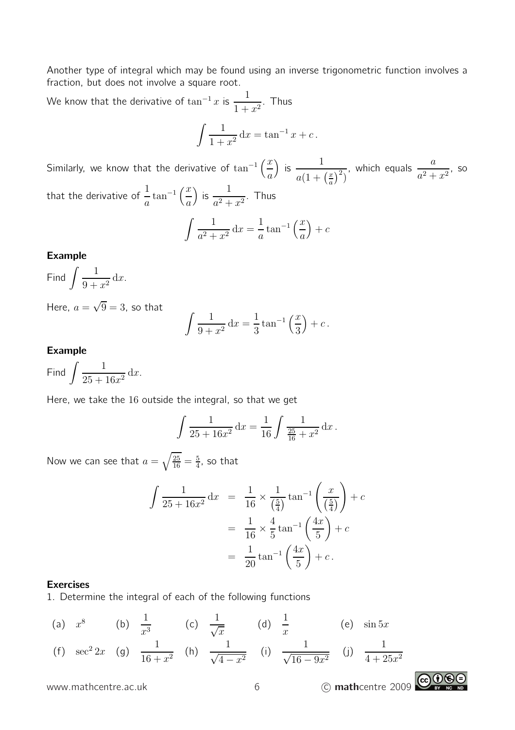Another type of integral which may be found using an inverse trigonometric function involves a fraction, but does not involve a square root.

We know that the derivative of $\tan^{-1} x$ is $\dfrac{1}{1+x^2}$. Thus

$$\int \frac{1}{1+x^2}\,\mathrm{d}x = \tan^{-1} x + c\,.$$

Similarly, we know that the derivative of $\tan^{-1}\left(\dfrac{x}{a}\right)$ is $\dfrac{1}{a(1+\left(\frac{x}{a}\right)^2)}$, which equals $\dfrac{a}{a^2+x^2}$, so that the derivative of $\dfrac{1}{a}\tan^{-1}\left(\dfrac{x}{a}\right)$ is $\dfrac{1}{a^2+x^2}$. Thus

$$\int \frac{1}{a^2+x^2}\,\mathrm{d}x = \frac{1}{a}\tan^{-1}\left(\frac{x}{a}\right) + c$$

**Example**

Find $\displaystyle\int \frac{1}{9+x^2}\,\mathrm{d}x$.

Here, $a = \sqrt{9} = 3$, so that

$$\int \frac{1}{9+x^2}\,\mathrm{d}x = \frac{1}{3}\tan^{-1}\left(\frac{x}{3}\right) + c\,.$$

**Example**

Find $\displaystyle\int \frac{1}{25+16x^2}\,\mathrm{d}x$.

Here, we take the 16 outside the integral, so that we get

$$\int \frac{1}{25+16x^2}\,\mathrm{d}x = \frac{1}{16}\int \frac{1}{\frac{25}{16}+x^2}\,\mathrm{d}x\,.$$

Now we can see that $a = \sqrt{\frac{25}{16}} = \frac{5}{4}$, so that

$$\begin{aligned}
\int \frac{1}{25+16x^2}\,\mathrm{d}x &= \frac{1}{16} \times \frac{1}{\left(\frac{5}{4}\right)}\tan^{-1}\left(\frac{x}{\left(\frac{5}{4}\right)}\right) + c \\
&= \frac{1}{16} \times \frac{4}{5}\tan^{-1}\left(\frac{4x}{5}\right) + c \\
&= \frac{1}{20}\tan^{-1}\left(\frac{4x}{5}\right) + c\,.
\end{aligned}$$

**Exercises**

1. Determine the integral of each of the following functions

(a) $x^8$ (b) $\dfrac{1}{x^3}$ (c) $\dfrac{1}{\sqrt{x}}$ (d) $\dfrac{1}{x}$ (e) $\sin 5x$

(f) $\sec^2 2x$ (g) $\dfrac{1}{16+x^2}$ (h) $\dfrac{1}{\sqrt{4-x^2}}$ (i) $\dfrac{1}{\sqrt{16-9x^2}}$ (j) $\dfrac{1}{4+25x^2}$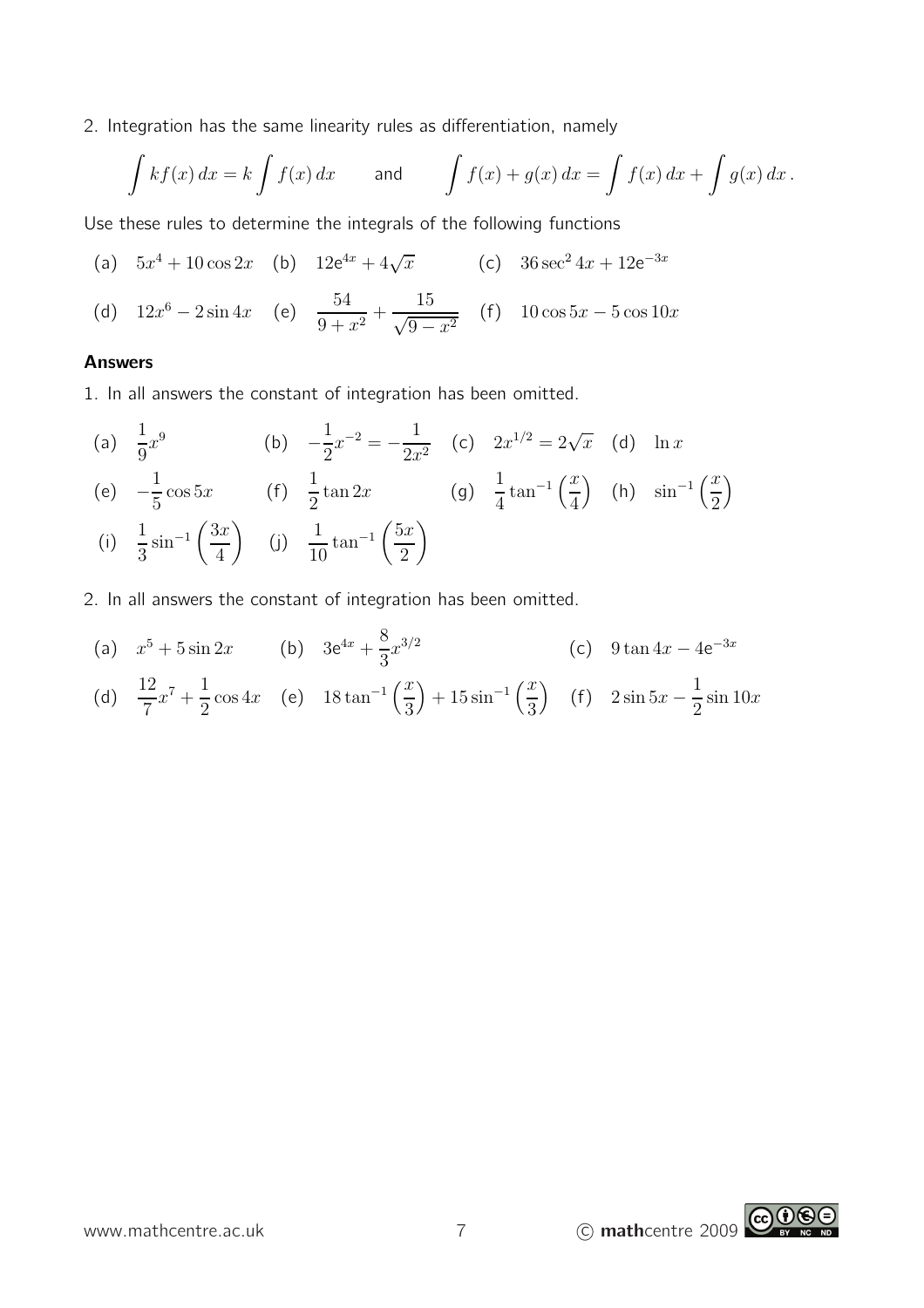2. Integration has the same linearity rules as differentiation, namely

$$\int kf(x)\,dx = k\int f(x)\,dx \qquad \text{and} \qquad \int f(x) + g(x)\,dx = \int f(x)\,dx + \int g(x)\,dx\,.$$

Use these rules to determine the integrals of the following functions

(a) $5x^4 + 10\cos 2x$ (b) $12\mathrm{e}^{4x} + 4\sqrt{x}$ (c) $36\sec^2 4x + 12\mathrm{e}^{-3x}$

(d) $12x^6 - 2\sin 4x$ (e) $\dfrac{54}{9+x^2} + \dfrac{15}{\sqrt{9-x^2}}$ (f) $10\cos 5x - 5\cos 10x$

### Answers

1. In all answers the constant of integration has been omitted.

(a) $\frac{1}{9}x^9$ (b) $-\frac{1}{2}x^{-2} = -\frac{1}{2x^2}$ (c) $2x^{1/2} = 2\sqrt{x}$ (d) $\ln x$

(e) $-\frac{1}{5}\cos 5x$ (f) $\frac{1}{2}\tan 2x$ (g) $\frac{1}{4}\tan^{-1}\left(\frac{x}{4}\right)$ (h) $\sin^{-1}\left(\frac{x}{2}\right)$

(i) $\frac{1}{3}\sin^{-1}\left(\frac{3x}{4}\right)$ (j) $\frac{1}{10}\tan^{-1}\left(\frac{5x}{2}\right)$

2. In all answers the constant of integration has been omitted.

(a) $x^5 + 5\sin 2x$ (b) $3\mathrm{e}^{4x} + \frac{8}{3}x^{3/2}$ (c) $9\tan 4x - 4\mathrm{e}^{-3x}$

(d) $\frac{12}{7}x^7 + \frac{1}{2}\cos 4x$ (e) $18\tan^{-1}\left(\frac{x}{3}\right) + 15\sin^{-1}\left(\frac{x}{3}\right)$ (f) $2\sin 5x - \frac{1}{2}\sin 10x$